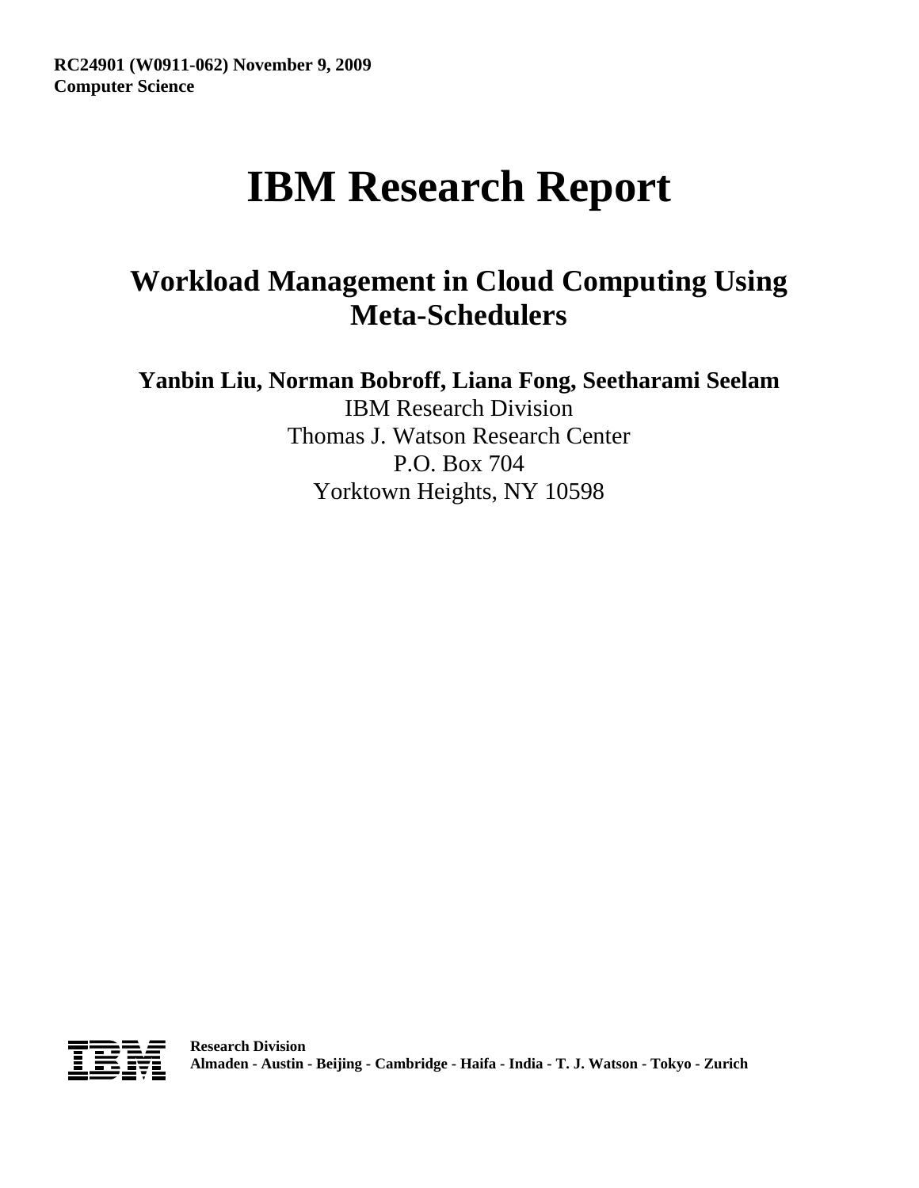**RC24901 (W0911-062) November 9, 2009**
**Computer Science**

# IBM Research Report

## Workload Management in Cloud Computing Using Meta-Schedulers

**Yanbin Liu, Norman Bobroff, Liana Fong, Seetharami Seelam**

IBM Research Division
Thomas J. Watson Research Center
P.O. Box 704
Yorktown Heights, NY 10598

**Research Division**
**Almaden - Austin - Beijing - Cambridge - Haifa - India - T. J. Watson - Tokyo - Zurich**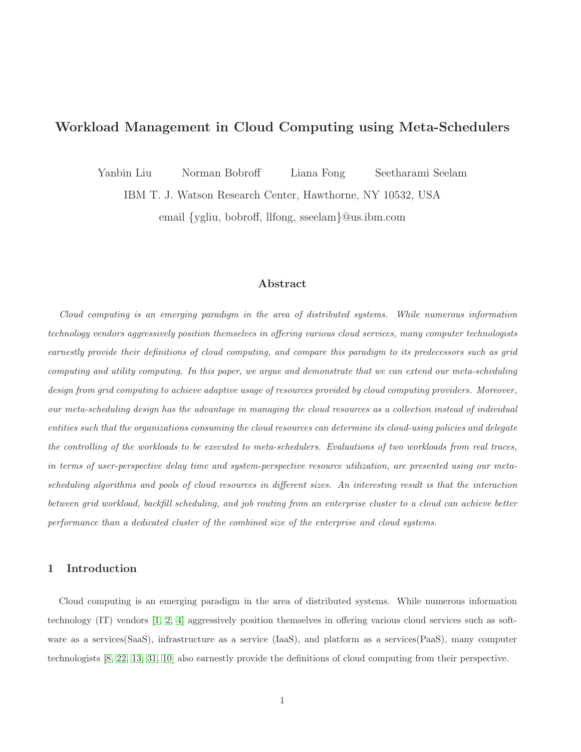# Workload Management in Cloud Computing using Meta-Schedulers

Yanbin Liu  Norman Bobroff  Liana Fong  Seetharami Seelam

IBM T. J. Watson Research Center, Hawthorne, NY 10532, USA

email {ygliu, bobroff, llfong, sseelam}@us.ibm.com

## Abstract

*Cloud computing is an emerging paradigm in the area of distributed systems. While numerous information technology vendors aggressively position themselves in offering various cloud services, many computer technologists earnestly provide their definitions of cloud computing, and compare this paradigm to its predecessors such as grid computing and utility computing. In this paper, we argue and demonstrate that we can extend our meta-scheduling design from grid computing to achieve adaptive usage of resources provided by cloud computing providers. Moreover, our meta-scheduling design has the advantage in managing the cloud resources as a collection instead of individual entities such that the organizations consuming the cloud resources can determine its cloud-using policies and delegate the controlling of the workloads to be executed to meta-schedulers. Evaluations of two workloads from real traces, in terms of user-perspective delay time and system-perspective resource utilization, are presented using our meta-scheduling algorithms and pools of cloud resources in different sizes. An interesting result is that the interaction between grid workload, backfill scheduling, and job routing from an enterprise cluster to a cloud can achieve better performance than a dedicated cluster of the combined size of the enterprise and cloud systems.*

## 1 Introduction

Cloud computing is an emerging paradigm in the area of distributed systems. While numerous information technology (IT) vendors [1, 2, 4] aggressively position themselves in offering various cloud services such as software as a services(SaaS), infrastructure as a service (IaaS), and platform as a services(PaaS), many computer technologists [8, 22, 13, 31, 10] also earnestly provide the definitions of cloud computing from their perspective.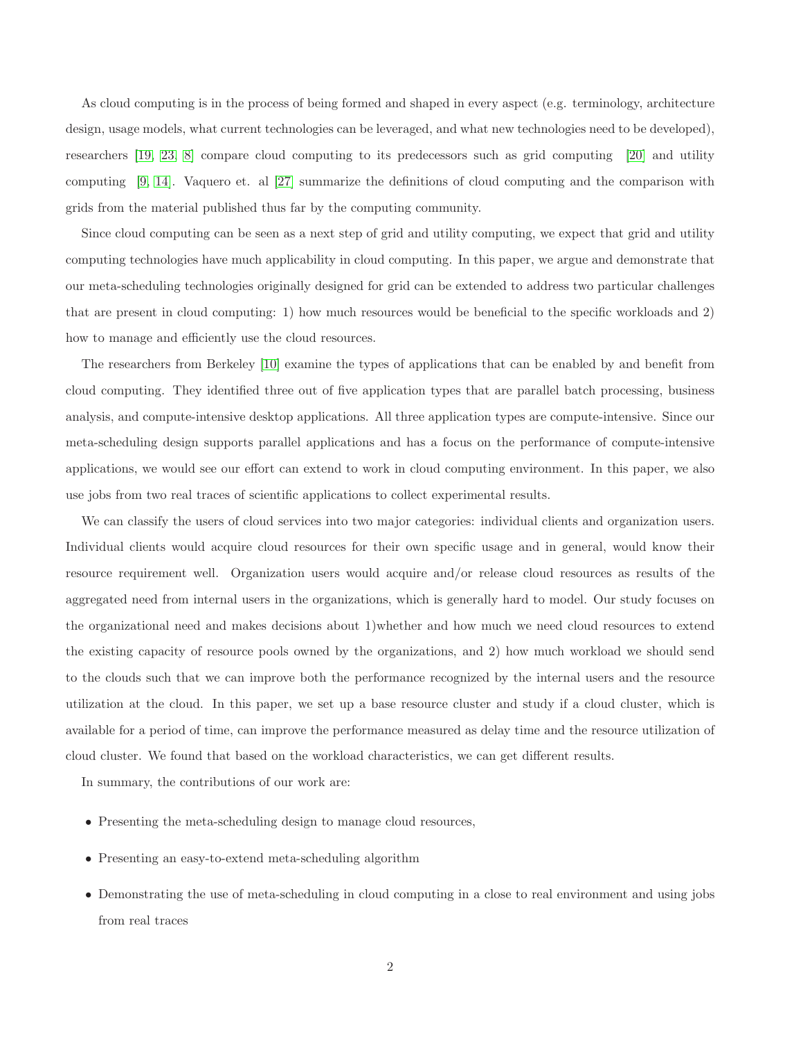As cloud computing is in the process of being formed and shaped in every aspect (e.g. terminology, architecture design, usage models, what current technologies can be leveraged, and what new technologies need to be developed), researchers [19, 23, 8] compare cloud computing to its predecessors such as grid computing [20] and utility computing [9, 14]. Vaquero et. al [27] summarize the definitions of cloud computing and the comparison with grids from the material published thus far by the computing community.

Since cloud computing can be seen as a next step of grid and utility computing, we expect that grid and utility computing technologies have much applicability in cloud computing. In this paper, we argue and demonstrate that our meta-scheduling technologies originally designed for grid can be extended to address two particular challenges that are present in cloud computing: 1) how much resources would be beneficial to the specific workloads and 2) how to manage and efficiently use the cloud resources.

The researchers from Berkeley [10] examine the types of applications that can be enabled by and benefit from cloud computing. They identified three out of five application types that are parallel batch processing, business analysis, and compute-intensive desktop applications. All three application types are compute-intensive. Since our meta-scheduling design supports parallel applications and has a focus on the performance of compute-intensive applications, we would see our effort can extend to work in cloud computing environment. In this paper, we also use jobs from two real traces of scientific applications to collect experimental results.

We can classify the users of cloud services into two major categories: individual clients and organization users. Individual clients would acquire cloud resources for their own specific usage and in general, would know their resource requirement well. Organization users would acquire and/or release cloud resources as results of the aggregated need from internal users in the organizations, which is generally hard to model. Our study focuses on the organizational need and makes decisions about 1)whether and how much we need cloud resources to extend the existing capacity of resource pools owned by the organizations, and 2) how much workload we should send to the clouds such that we can improve both the performance recognized by the internal users and the resource utilization at the cloud. In this paper, we set up a base resource cluster and study if a cloud cluster, which is available for a period of time, can improve the performance measured as delay time and the resource utilization of cloud cluster. We found that based on the workload characteristics, we can get different results.

In summary, the contributions of our work are:

- Presenting the meta-scheduling design to manage cloud resources,
- Presenting an easy-to-extend meta-scheduling algorithm
- Demonstrating the use of meta-scheduling in cloud computing in a close to real environment and using jobs from real traces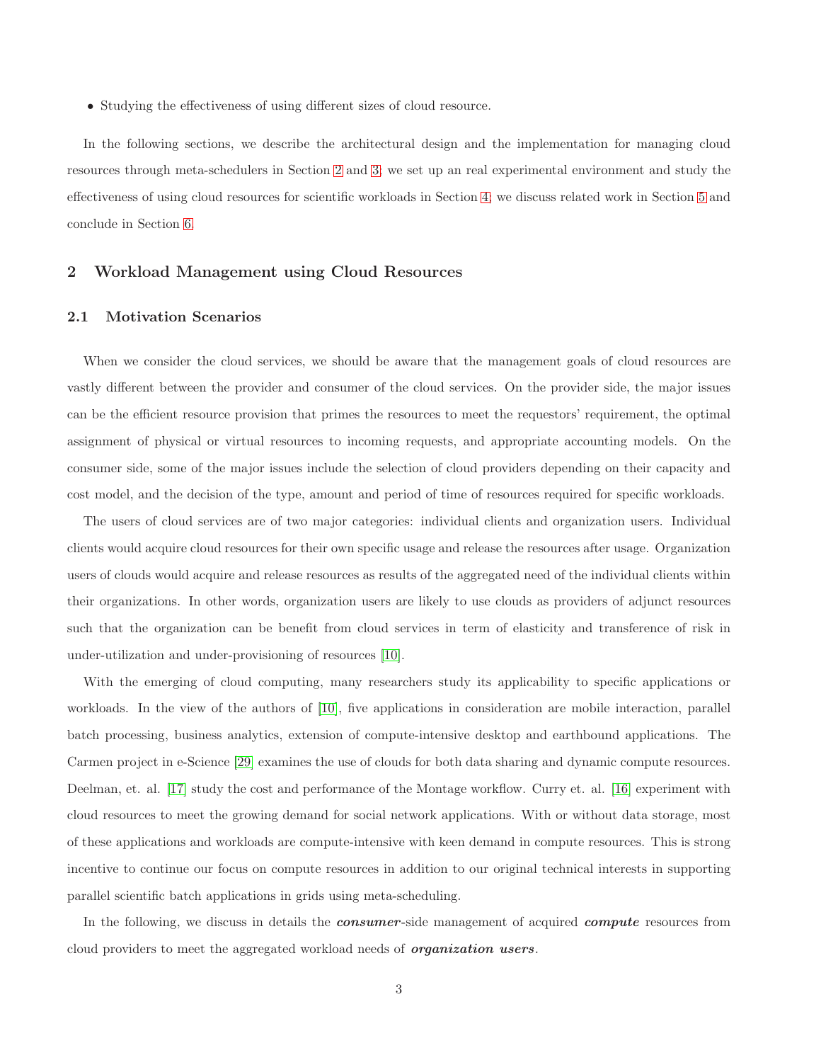- Studying the effectiveness of using different sizes of cloud resource.

In the following sections, we describe the architectural design and the implementation for managing cloud resources through meta-schedulers in Section 2 and 3; we set up an real experimental environment and study the effectiveness of using cloud resources for scientific workloads in Section 4; we discuss related work in Section 5 and conclude in Section 6.

## 2 Workload Management using Cloud Resources

### 2.1 Motivation Scenarios

When we consider the cloud services, we should be aware that the management goals of cloud resources are vastly different between the provider and consumer of the cloud services. On the provider side, the major issues can be the efficient resource provision that primes the resources to meet the requestors' requirement, the optimal assignment of physical or virtual resources to incoming requests, and appropriate accounting models. On the consumer side, some of the major issues include the selection of cloud providers depending on their capacity and cost model, and the decision of the type, amount and period of time of resources required for specific workloads.

The users of cloud services are of two major categories: individual clients and organization users. Individual clients would acquire cloud resources for their own specific usage and release the resources after usage. Organization users of clouds would acquire and release resources as results of the aggregated need of the individual clients within their organizations. In other words, organization users are likely to use clouds as providers of adjunct resources such that the organization can be benefit from cloud services in term of elasticity and transference of risk in under-utilization and under-provisioning of resources [10].

With the emerging of cloud computing, many researchers study its applicability to specific applications or workloads. In the view of the authors of [10], five applications in consideration are mobile interaction, parallel batch processing, business analytics, extension of compute-intensive desktop and earthbound applications. The Carmen project in e-Science [29] examines the use of clouds for both data sharing and dynamic compute resources. Deelman, et. al. [17] study the cost and performance of the Montage workflow. Curry et. al. [16] experiment with cloud resources to meet the growing demand for social network applications. With or without data storage, most of these applications and workloads are compute-intensive with keen demand in compute resources. This is strong incentive to continue our focus on compute resources in addition to our original technical interests in supporting parallel scientific batch applications in grids using meta-scheduling.

In the following, we discuss in details the ***consumer***-side management of acquired ***compute*** resources from cloud providers to meet the aggregated workload needs of ***organization users***.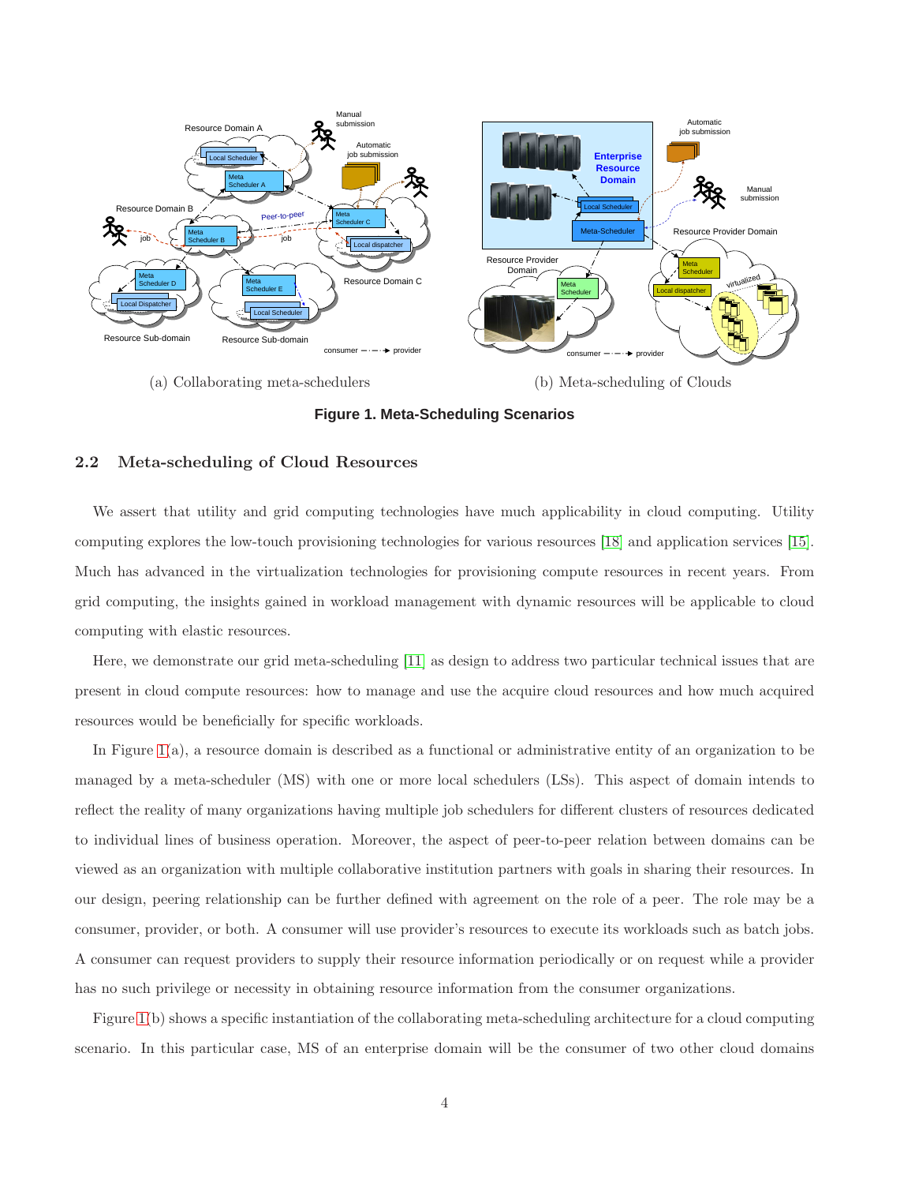(a) Collaborating meta-schedulers

(b) Meta-scheduling of Clouds

**Figure 1. Meta-Scheduling Scenarios**

## 2.2 Meta-scheduling of Cloud Resources

We assert that utility and grid computing technologies have much applicability in cloud computing. Utility computing explores the low-touch provisioning technologies for various resources [18] and application services [15]. Much has advanced in the virtualization technologies for provisioning compute resources in recent years. From grid computing, the insights gained in workload management with dynamic resources will be applicable to cloud computing with elastic resources.

Here, we demonstrate our grid meta-scheduling [11] as design to address two particular technical issues that are present in cloud compute resources: how to manage and use the acquire cloud resources and how much acquired resources would be beneficially for specific workloads.

In Figure 1(a), a resource domain is described as a functional or administrative entity of an organization to be managed by a meta-scheduler (MS) with one or more local schedulers (LSs). This aspect of domain intends to reflect the reality of many organizations having multiple job schedulers for different clusters of resources dedicated to individual lines of business operation. Moreover, the aspect of peer-to-peer relation between domains can be viewed as an organization with multiple collaborative institution partners with goals in sharing their resources. In our design, peering relationship can be further defined with agreement on the role of a peer. The role may be a consumer, provider, or both. A consumer will use provider's resources to execute its workloads such as batch jobs. A consumer can request providers to supply their resource information periodically or on request while a provider has no such privilege or necessity in obtaining resource information from the consumer organizations.

Figure 1(b) shows a specific instantiation of the collaborating meta-scheduling architecture for a cloud computing scenario. In this particular case, MS of an enterprise domain will be the consumer of two other cloud domains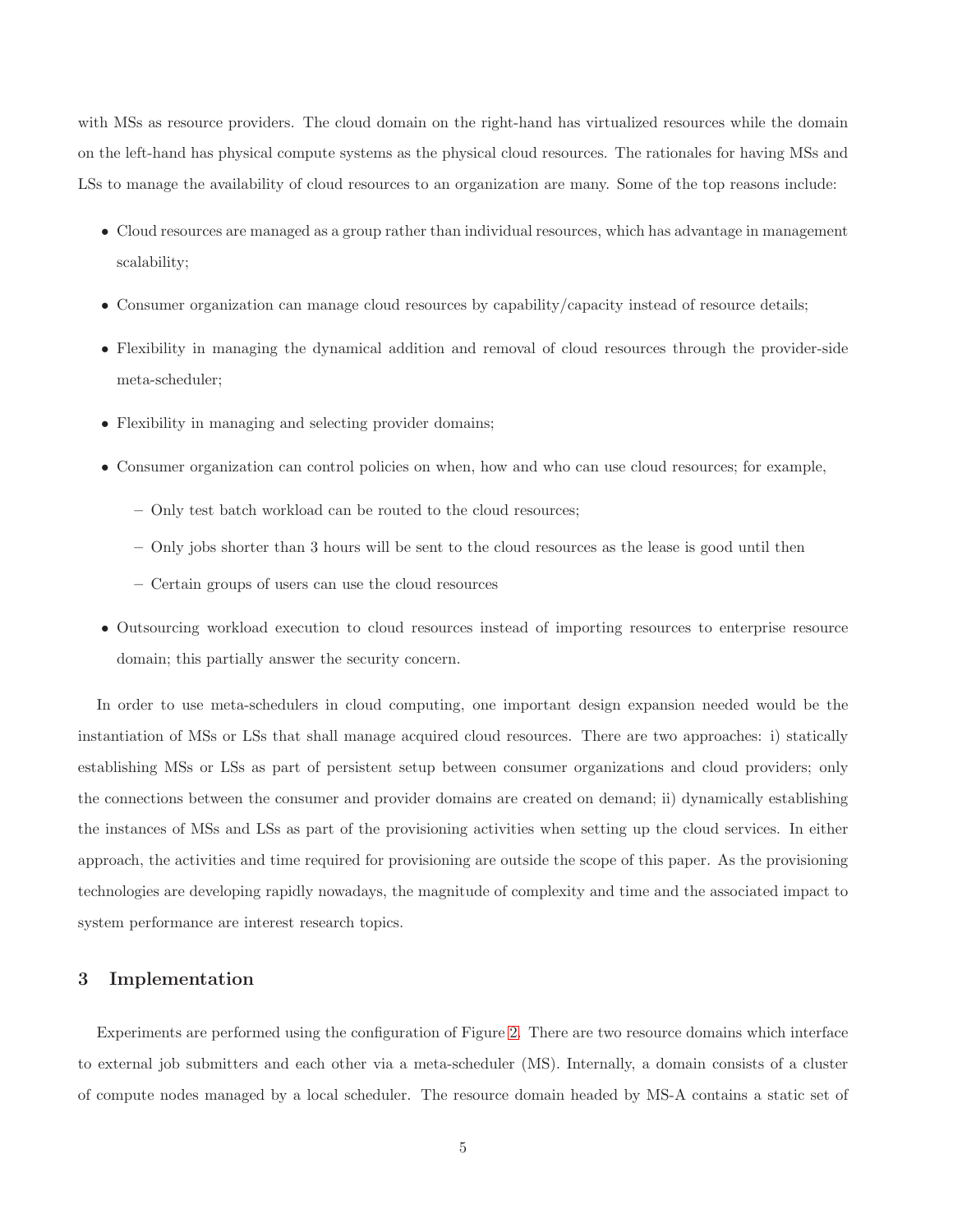with MSs as resource providers. The cloud domain on the right-hand has virtualized resources while the domain on the left-hand has physical compute systems as the physical cloud resources. The rationales for having MSs and LSs to manage the availability of cloud resources to an organization are many. Some of the top reasons include:

- Cloud resources are managed as a group rather than individual resources, which has advantage in management scalability;
- Consumer organization can manage cloud resources by capability/capacity instead of resource details;
- Flexibility in managing the dynamical addition and removal of cloud resources through the provider-side meta-scheduler;
- Flexibility in managing and selecting provider domains;
- Consumer organization can control policies on when, how and who can use cloud resources; for example,
  - Only test batch workload can be routed to the cloud resources;
  - Only jobs shorter than 3 hours will be sent to the cloud resources as the lease is good until then
  - Certain groups of users can use the cloud resources
- Outsourcing workload execution to cloud resources instead of importing resources to enterprise resource domain; this partially answer the security concern.

In order to use meta-schedulers in cloud computing, one important design expansion needed would be the instantiation of MSs or LSs that shall manage acquired cloud resources. There are two approaches: i) statically establishing MSs or LSs as part of persistent setup between consumer organizations and cloud providers; only the connections between the consumer and provider domains are created on demand; ii) dynamically establishing the instances of MSs and LSs as part of the provisioning activities when setting up the cloud services. In either approach, the activities and time required for provisioning are outside the scope of this paper. As the provisioning technologies are developing rapidly nowadays, the magnitude of complexity and time and the associated impact to system performance are interest research topics.

## 3 Implementation

Experiments are performed using the configuration of Figure 2. There are two resource domains which interface to external job submitters and each other via a meta-scheduler (MS). Internally, a domain consists of a cluster of compute nodes managed by a local scheduler. The resource domain headed by MS-A contains a static set of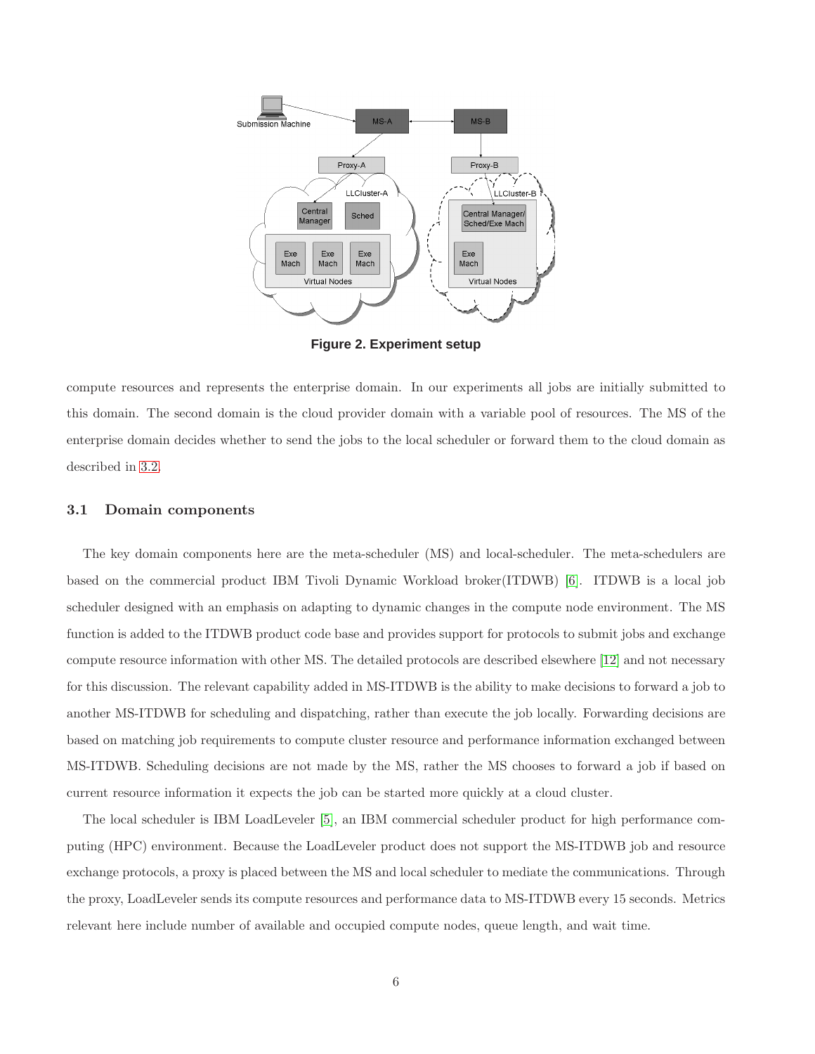**Figure 2. Experiment setup**

compute resources and represents the enterprise domain. In our experiments all jobs are initially submitted to this domain. The second domain is the cloud provider domain with a variable pool of resources. The MS of the enterprise domain decides whether to send the jobs to the local scheduler or forward them to the cloud domain as described in 3.2.

### 3.1 Domain components

The key domain components here are the meta-scheduler (MS) and local-scheduler. The meta-schedulers are based on the commercial product IBM Tivoli Dynamic Workload broker(ITDWB) [6]. ITDWB is a local job scheduler designed with an emphasis on adapting to dynamic changes in the compute node environment. The MS function is added to the ITDWB product code base and provides support for protocols to submit jobs and exchange compute resource information with other MS. The detailed protocols are described elsewhere [12] and not necessary for this discussion. The relevant capability added in MS-ITDWB is the ability to make decisions to forward a job to another MS-ITDWB for scheduling and dispatching, rather than execute the job locally. Forwarding decisions are based on matching job requirements to compute cluster resource and performance information exchanged between MS-ITDWB. Scheduling decisions are not made by the MS, rather the MS chooses to forward a job if based on current resource information it expects the job can be started more quickly at a cloud cluster.

The local scheduler is IBM LoadLeveler [5], an IBM commercial scheduler product for high performance computing (HPC) environment. Because the LoadLeveler product does not support the MS-ITDWB job and resource exchange protocols, a proxy is placed between the MS and local scheduler to mediate the communications. Through the proxy, LoadLeveler sends its compute resources and performance data to MS-ITDWB every 15 seconds. Metrics relevant here include number of available and occupied compute nodes, queue length, and wait time.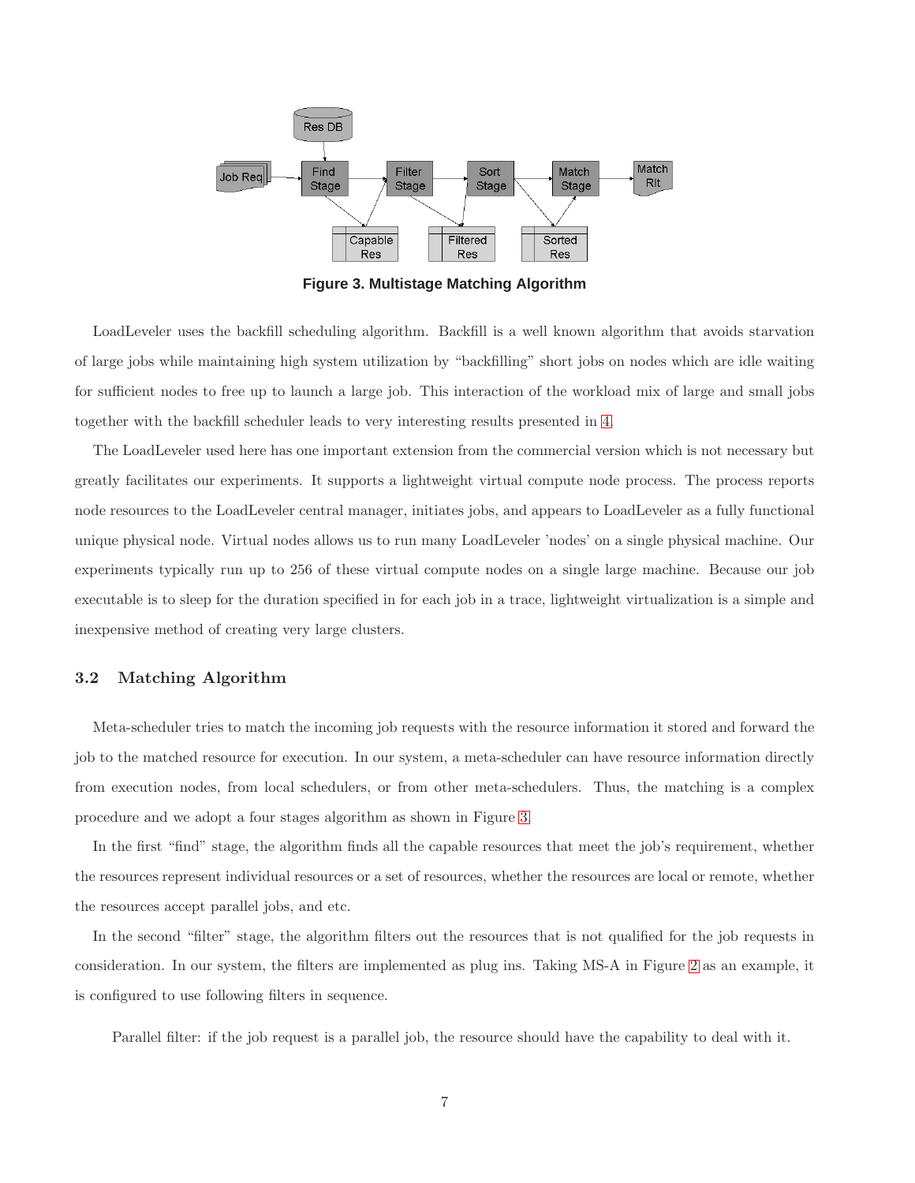Figure 3. Multistage Matching Algorithm

LoadLeveler uses the backfill scheduling algorithm. Backfill is a well known algorithm that avoids starvation of large jobs while maintaining high system utilization by "backfilling" short jobs on nodes which are idle waiting for sufficient nodes to free up to launch a large job. This interaction of the workload mix of large and small jobs together with the backfill scheduler leads to very interesting results presented in 4.

The LoadLeveler used here has one important extension from the commercial version which is not necessary but greatly facilitates our experiments. It supports a lightweight virtual compute node process. The process reports node resources to the LoadLeveler central manager, initiates jobs, and appears to LoadLeveler as a fully functional unique physical node. Virtual nodes allows us to run many LoadLeveler 'nodes' on a single physical machine. Our experiments typically run up to 256 of these virtual compute nodes on a single large machine. Because our job executable is to sleep for the duration specified in for each job in a trace, lightweight virtualization is a simple and inexpensive method of creating very large clusters.

### 3.2 Matching Algorithm

Meta-scheduler tries to match the incoming job requests with the resource information it stored and forward the job to the matched resource for execution. In our system, a meta-scheduler can have resource information directly from execution nodes, from local schedulers, or from other meta-schedulers. Thus, the matching is a complex procedure and we adopt a four stages algorithm as shown in Figure 3.

In the first "find" stage, the algorithm finds all the capable resources that meet the job's requirement, whether the resources represent individual resources or a set of resources, whether the resources are local or remote, whether the resources accept parallel jobs, and etc.

In the second "filter" stage, the algorithm filters out the resources that is not qualified for the job requests in consideration. In our system, the filters are implemented as plug ins. Taking MS-A in Figure 2 as an example, it is configured to use following filters in sequence.

Parallel filter: if the job request is a parallel job, the resource should have the capability to deal with it.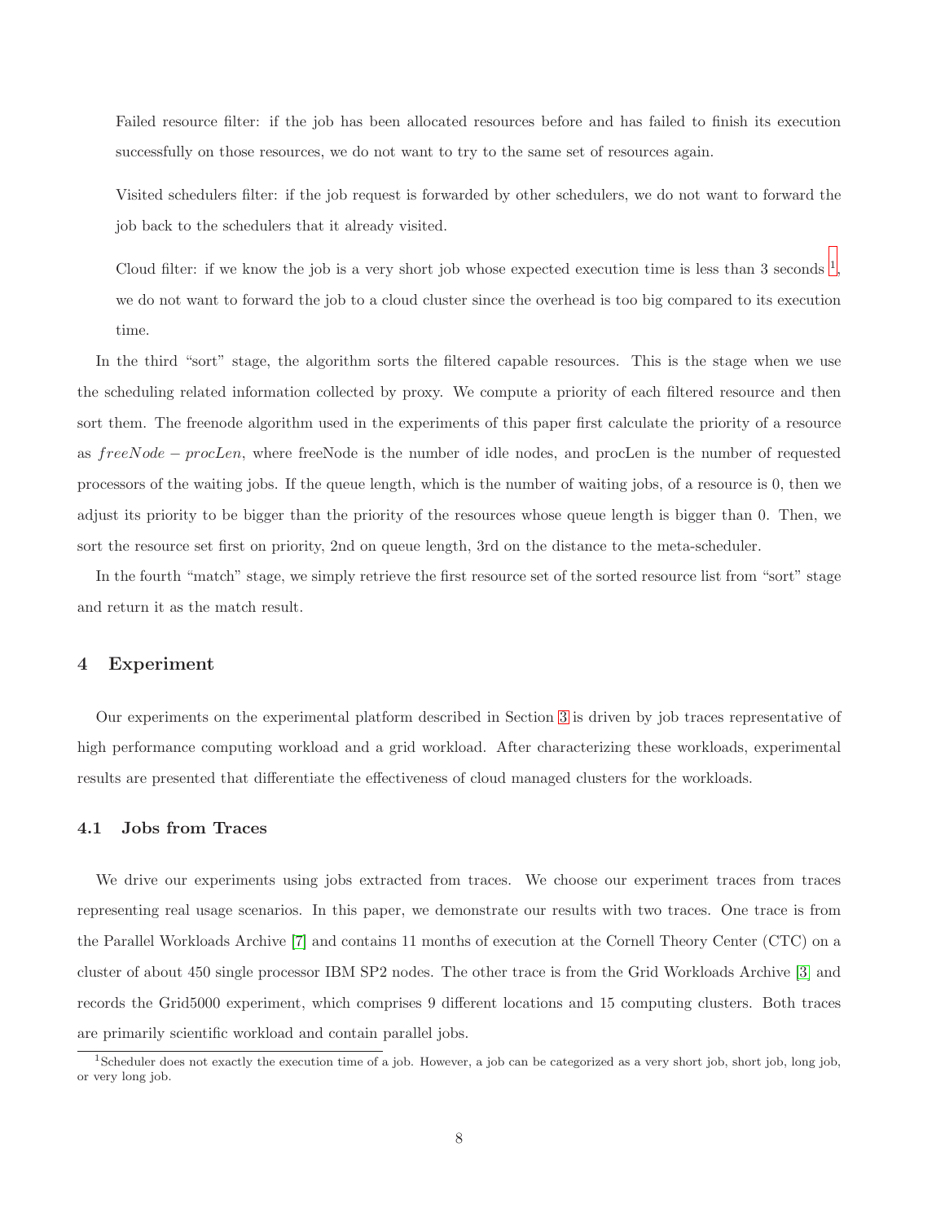Failed resource filter: if the job has been allocated resources before and has failed to finish its execution successfully on those resources, we do not want to try to the same set of resources again.

Visited schedulers filter: if the job request is forwarded by other schedulers, we do not want to forward the job back to the schedulers that it already visited.

Cloud filter: if we know the job is a very short job whose expected execution time is less than 3 seconds [1], we do not want to forward the job to a cloud cluster since the overhead is too big compared to its execution time.

In the third "sort" stage, the algorithm sorts the filtered capable resources. This is the stage when we use the scheduling related information collected by proxy. We compute a priority of each filtered resource and then sort them. The freenode algorithm used in the experiments of this paper first calculate the priority of a resource as $freeNode - procLen$, where freeNode is the number of idle nodes, and procLen is the number of requested processors of the waiting jobs. If the queue length, which is the number of waiting jobs, of a resource is 0, then we adjust its priority to be bigger than the priority of the resources whose queue length is bigger than 0. Then, we sort the resource set first on priority, 2nd on queue length, 3rd on the distance to the meta-scheduler.

In the fourth "match" stage, we simply retrieve the first resource set of the sorted resource list from "sort" stage and return it as the match result.

## 4 Experiment

Our experiments on the experimental platform described in Section 3 is driven by job traces representative of high performance computing workload and a grid workload. After characterizing these workloads, experimental results are presented that differentiate the effectiveness of cloud managed clusters for the workloads.

### 4.1 Jobs from Traces

We drive our experiments using jobs extracted from traces. We choose our experiment traces from traces representing real usage scenarios. In this paper, we demonstrate our results with two traces. One trace is from the Parallel Workloads Archive [7] and contains 11 months of execution at the Cornell Theory Center (CTC) on a cluster of about 450 single processor IBM SP2 nodes. The other trace is from the Grid Workloads Archive [3] and records the Grid5000 experiment, which comprises 9 different locations and 15 computing clusters. Both traces are primarily scientific workload and contain parallel jobs.

[1] Scheduler does not exactly the execution time of a job. However, a job can be categorized as a very short job, short job, long job, or very long job.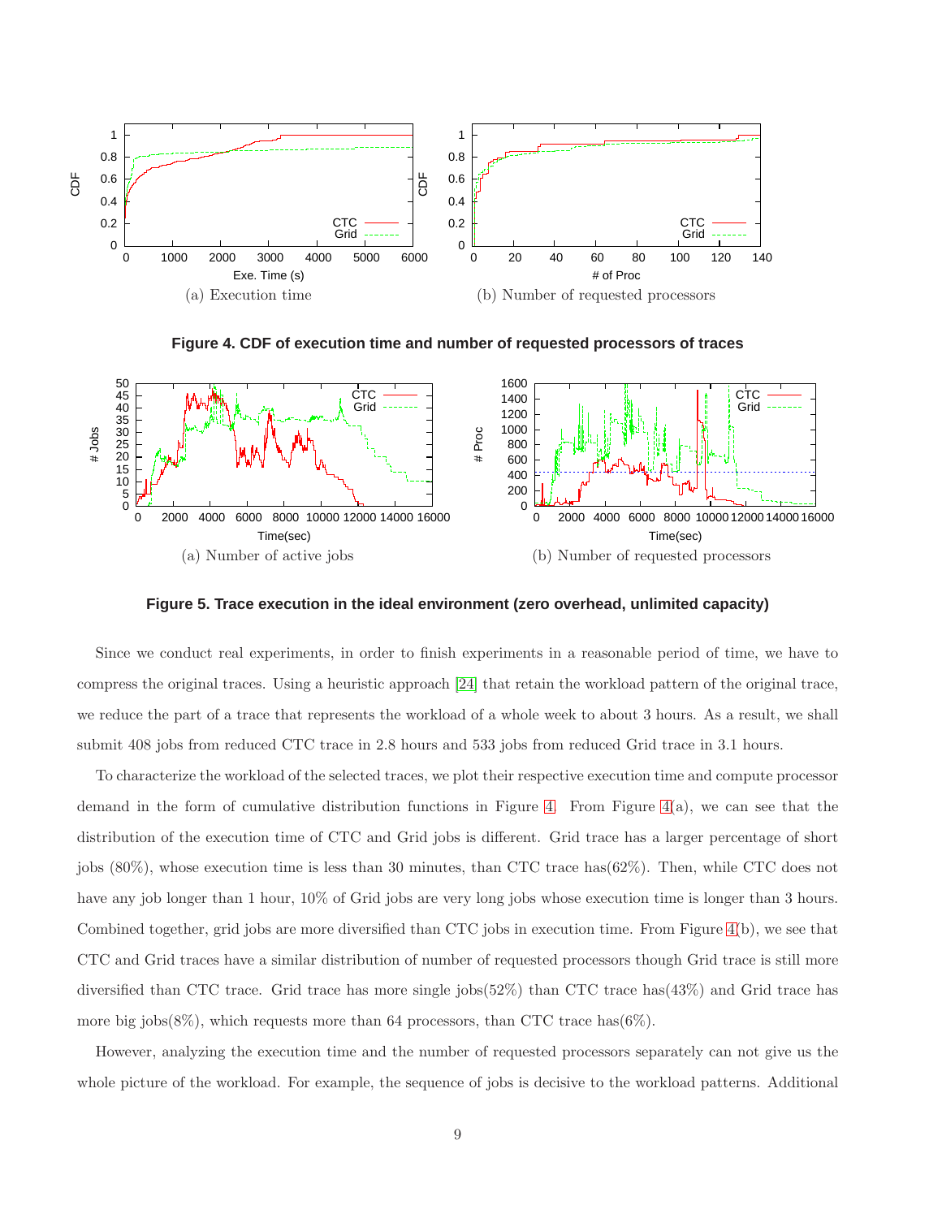(a) Execution time

(b) Number of requested processors

**Figure 4. CDF of execution time and number of requested processors of traces**

(a) Number of active jobs

(b) Number of requested processors

**Figure 5. Trace execution in the ideal environment (zero overhead, unlimited capacity)**

Since we conduct real experiments, in order to finish experiments in a reasonable period of time, we have to compress the original traces. Using a heuristic approach [24] that retain the workload pattern of the original trace, we reduce the part of a trace that represents the workload of a whole week to about 3 hours. As a result, we shall submit 408 jobs from reduced CTC trace in 2.8 hours and 533 jobs from reduced Grid trace in 3.1 hours.

To characterize the workload of the selected traces, we plot their respective execution time and compute processor demand in the form of cumulative distribution functions in Figure 4. From Figure 4(a), we can see that the distribution of the execution time of CTC and Grid jobs is different. Grid trace has a larger percentage of short jobs (80%), whose execution time is less than 30 minutes, than CTC trace has(62%). Then, while CTC does not have any job longer than 1 hour, 10% of Grid jobs are very long jobs whose execution time is longer than 3 hours. Combined together, grid jobs are more diversified than CTC jobs in execution time. From Figure 4(b), we see that CTC and Grid traces have a similar distribution of number of requested processors though Grid trace is still more diversified than CTC trace. Grid trace has more single jobs(52%) than CTC trace has(43%) and Grid trace has more big jobs(8%), which requests more than 64 processors, than CTC trace has(6%).

However, analyzing the execution time and the number of requested processors separately can not give us the whole picture of the workload. For example, the sequence of jobs is decisive to the workload patterns. Additional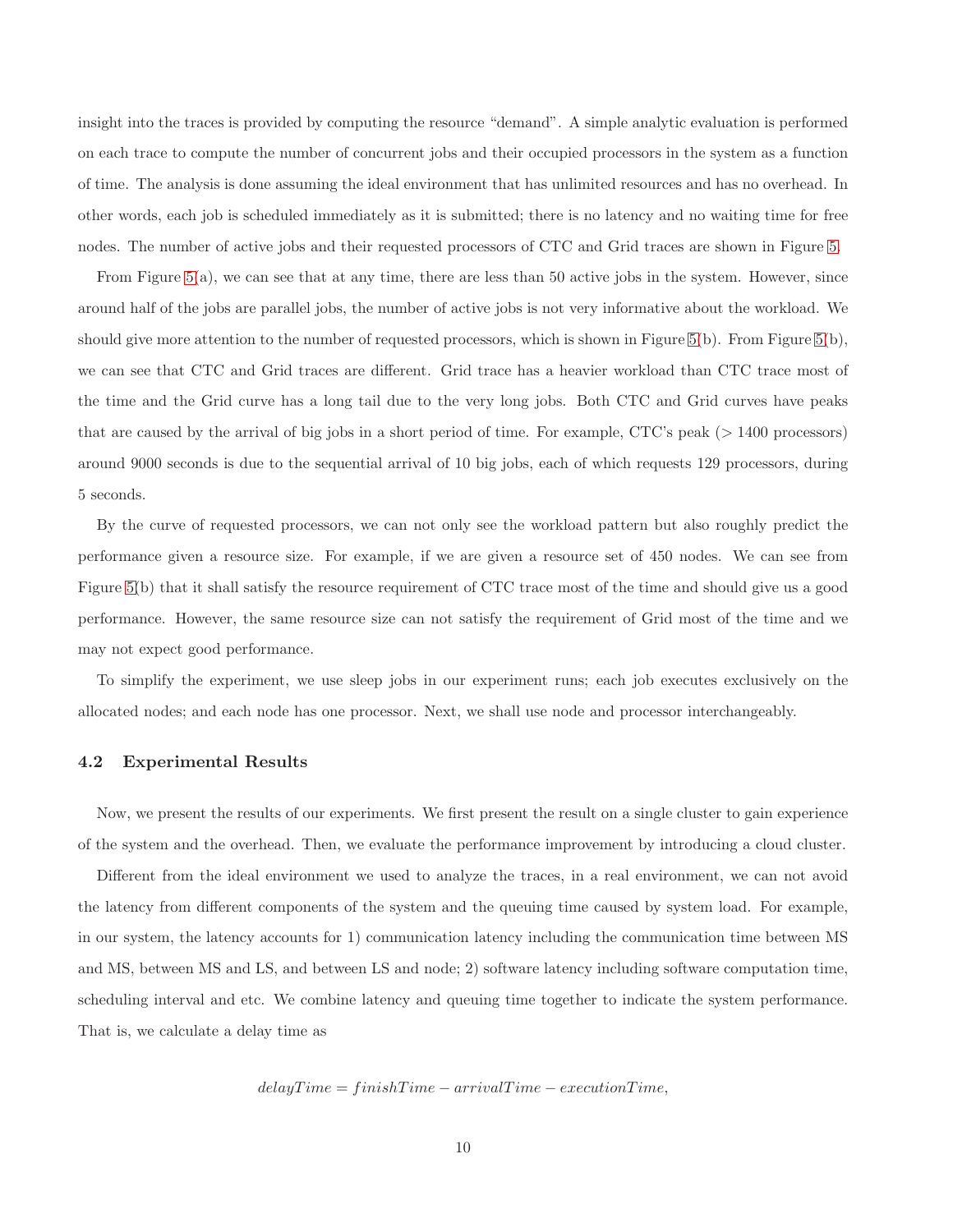insight into the traces is provided by computing the resource "demand". A simple analytic evaluation is performed on each trace to compute the number of concurrent jobs and their occupied processors in the system as a function of time. The analysis is done assuming the ideal environment that has unlimited resources and has no overhead. In other words, each job is scheduled immediately as it is submitted; there is no latency and no waiting time for free nodes. The number of active jobs and their requested processors of CTC and Grid traces are shown in Figure 5.

From Figure 5(a), we can see that at any time, there are less than 50 active jobs in the system. However, since around half of the jobs are parallel jobs, the number of active jobs is not very informative about the workload. We should give more attention to the number of requested processors, which is shown in Figure 5(b). From Figure 5(b), we can see that CTC and Grid traces are different. Grid trace has a heavier workload than CTC trace most of the time and the Grid curve has a long tail due to the very long jobs. Both CTC and Grid curves have peaks that are caused by the arrival of big jobs in a short period of time. For example, CTC's peak (> 1400 processors) around 9000 seconds is due to the sequential arrival of 10 big jobs, each of which requests 129 processors, during 5 seconds.

By the curve of requested processors, we can not only see the workload pattern but also roughly predict the performance given a resource size. For example, if we are given a resource set of 450 nodes. We can see from Figure 5(b) that it shall satisfy the resource requirement of CTC trace most of the time and should give us a good performance. However, the same resource size can not satisfy the requirement of Grid most of the time and we may not expect good performance.

To simplify the experiment, we use sleep jobs in our experiment runs; each job executes exclusively on the allocated nodes; and each node has one processor. Next, we shall use node and processor interchangeably.

### 4.2 Experimental Results

Now, we present the results of our experiments. We first present the result on a single cluster to gain experience of the system and the overhead. Then, we evaluate the performance improvement by introducing a cloud cluster.

Different from the ideal environment we used to analyze the traces, in a real environment, we can not avoid the latency from different components of the system and the queuing time caused by system load. For example, in our system, the latency accounts for 1) communication latency including the communication time between MS and MS, between MS and LS, and between LS and node; 2) software latency including software computation time, scheduling interval and etc. We combine latency and queuing time together to indicate the system performance. That is, we calculate a delay time as

$$delayTime = finishTime - arrivalTime - executionTime,$$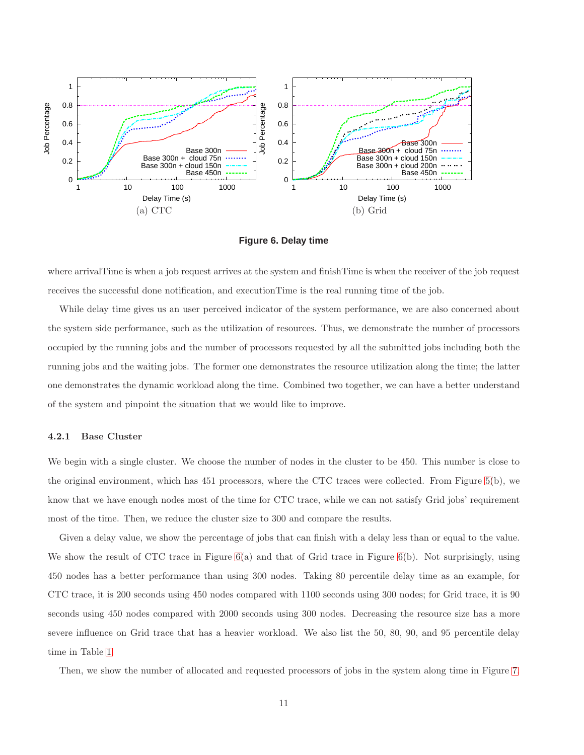(a) CTC

(b) Grid

**Figure 6. Delay time**

where arrivalTime is when a job request arrives at the system and finishTime is when the receiver of the job request receives the successful done notification, and executionTime is the real running time of the job.

While delay time gives us an user perceived indicator of the system performance, we are also concerned about the system side performance, such as the utilization of resources. Thus, we demonstrate the number of processors occupied by the running jobs and the number of processors requested by all the submitted jobs including both the running jobs and the waiting jobs. The former one demonstrates the resource utilization along the time; the latter one demonstrates the dynamic workload along the time. Combined two together, we can have a better understand of the system and pinpoint the situation that we would like to improve.

### 4.2.1 Base Cluster

We begin with a single cluster. We choose the number of nodes in the cluster to be 450. This number is close to the original environment, which has 451 processors, where the CTC traces were collected. From Figure 5(b), we know that we have enough nodes most of the time for CTC trace, while we can not satisfy Grid jobs' requirement most of the time. Then, we reduce the cluster size to 300 and compare the results.

Given a delay value, we show the percentage of jobs that can finish with a delay less than or equal to the value. We show the result of CTC trace in Figure 6(a) and that of Grid trace in Figure 6(b). Not surprisingly, using 450 nodes has a better performance than using 300 nodes. Taking 80 percentile delay time as an example, for CTC trace, it is 200 seconds using 450 nodes compared with 1100 seconds using 300 nodes; for Grid trace, it is 90 seconds using 450 nodes compared with 2000 seconds using 300 nodes. Decreasing the resource size has a more severe influence on Grid trace that has a heavier workload. We also list the 50, 80, 90, and 95 percentile delay time in Table 1.

Then, we show the number of allocated and requested processors of jobs in the system along time in Figure 7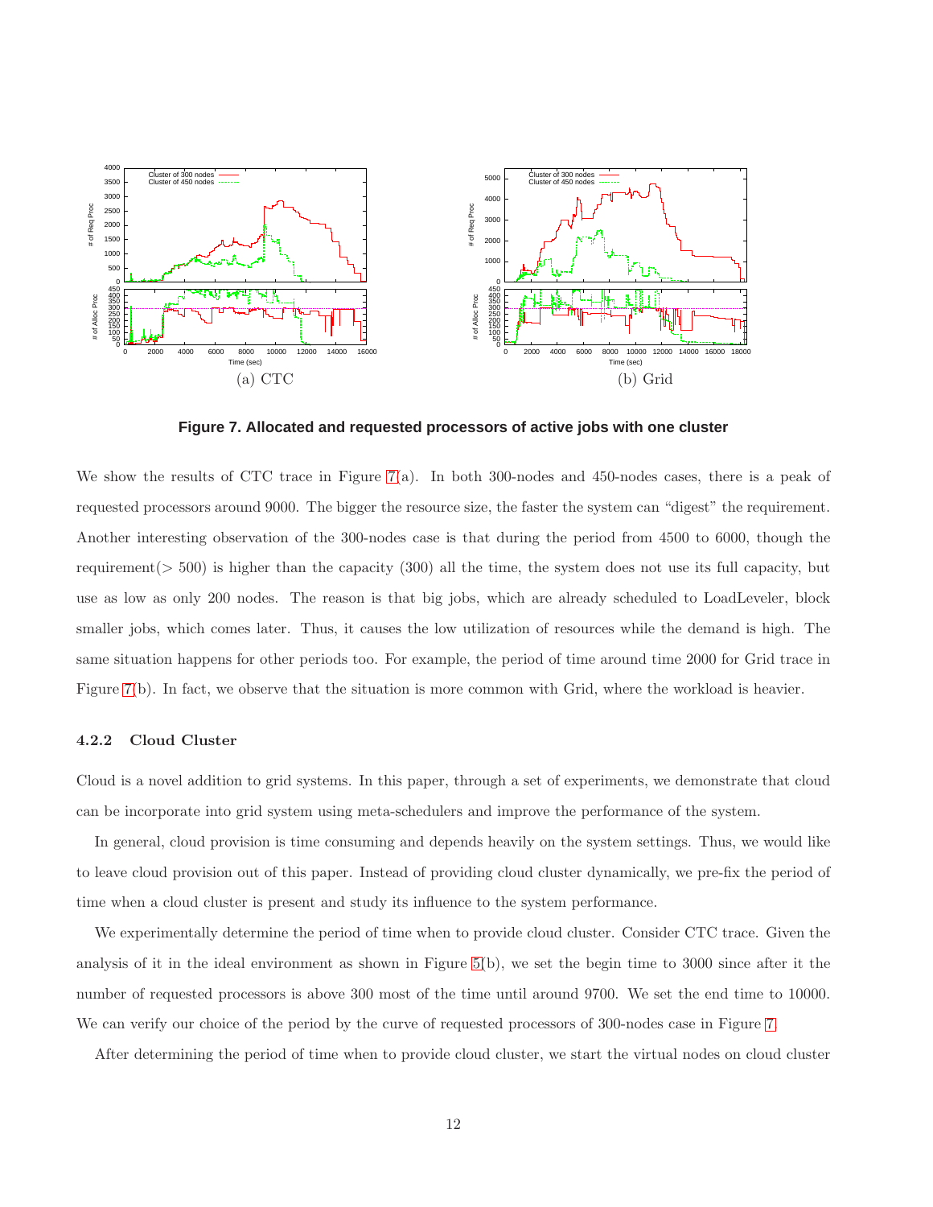(a) CTC

(b) Grid

**Figure 7. Allocated and requested processors of active jobs with one cluster**

We show the results of CTC trace in Figure 7(a). In both 300-nodes and 450-nodes cases, there is a peak of requested processors around 9000. The bigger the resource size, the faster the system can "digest" the requirement. Another interesting observation of the 300-nodes case is that during the period from 4500 to 6000, though the requirement($>$ 500) is higher than the capacity (300) all the time, the system does not use its full capacity, but use as low as only 200 nodes. The reason is that big jobs, which are already scheduled to LoadLeveler, block smaller jobs, which comes later. Thus, it causes the low utilization of resources while the demand is high. The same situation happens for other periods too. For example, the period of time around time 2000 for Grid trace in Figure 7(b). In fact, we observe that the situation is more common with Grid, where the workload is heavier.

### 4.2.2 Cloud Cluster

Cloud is a novel addition to grid systems. In this paper, through a set of experiments, we demonstrate that cloud can be incorporate into grid system using meta-schedulers and improve the performance of the system.

In general, cloud provision is time consuming and depends heavily on the system settings. Thus, we would like to leave cloud provision out of this paper. Instead of providing cloud cluster dynamically, we pre-fix the period of time when a cloud cluster is present and study its influence to the system performance.

We experimentally determine the period of time when to provide cloud cluster. Consider CTC trace. Given the analysis of it in the ideal environment as shown in Figure 5(b), we set the begin time to 3000 since after it the number of requested processors is above 300 most of the time until around 9700. We set the end time to 10000. We can verify our choice of the period by the curve of requested processors of 300-nodes case in Figure 7.

After determining the period of time when to provide cloud cluster, we start the virtual nodes on cloud cluster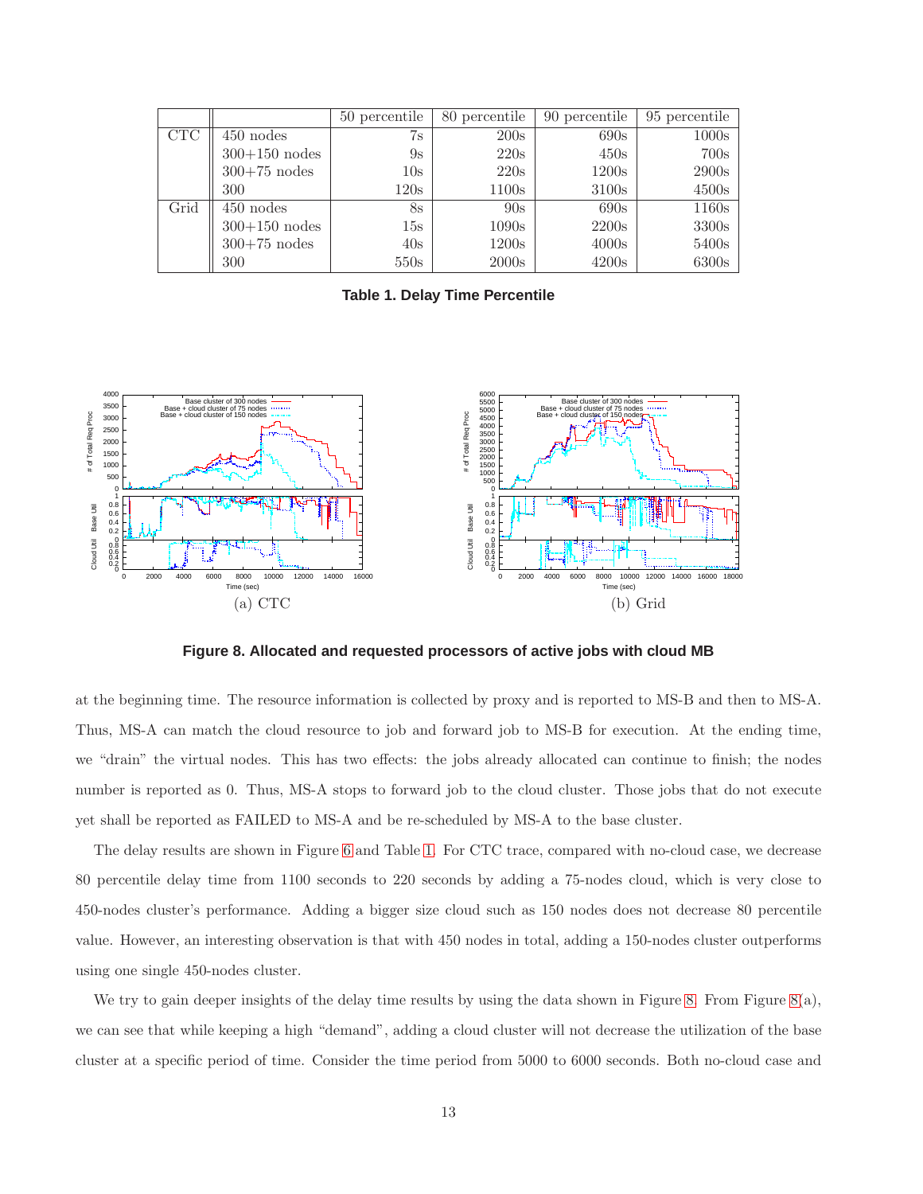| | | 50 percentile | 80 percentile | 90 percentile | 95 percentile |
|---|---|---|---|---|---|
| CTC | 450 nodes | 7s | 200s | 690s | 1000s |
| | 300+150 nodes | 9s | 220s | 450s | 700s |
| | 300+75 nodes | 10s | 220s | 1200s | 2900s |
| | 300 | 120s | 1100s | 3100s | 4500s |
| Grid | 450 nodes | 8s | 90s | 690s | 1160s |
| | 300+150 nodes | 15s | 1090s | 2200s | 3300s |
| | 300+75 nodes | 40s | 1200s | 4000s | 5400s |
| | 300 | 550s | 2000s | 4200s | 6300s |

**Table 1. Delay Time Percentile**

(a) CTC

(b) Grid

**Figure 8. Allocated and requested processors of active jobs with cloud MB**

at the beginning time. The resource information is collected by proxy and is reported to MS-B and then to MS-A. Thus, MS-A can match the cloud resource to job and forward job to MS-B for execution. At the ending time, we "drain" the virtual nodes. This has two effects: the jobs already allocated can continue to finish; the nodes number is reported as 0. Thus, MS-A stops to forward job to the cloud cluster. Those jobs that do not execute yet shall be reported as FAILED to MS-A and be re-scheduled by MS-A to the base cluster.

The delay results are shown in Figure 6 and Table 1. For CTC trace, compared with no-cloud case, we decrease 80 percentile delay time from 1100 seconds to 220 seconds by adding a 75-nodes cloud, which is very close to 450-nodes cluster's performance. Adding a bigger size cloud such as 150 nodes does not decrease 80 percentile value. However, an interesting observation is that with 450 nodes in total, adding a 150-nodes cluster outperforms using one single 450-nodes cluster.

We try to gain deeper insights of the delay time results by using the data shown in Figure 8. From Figure 8(a), we can see that while keeping a high "demand", adding a cloud cluster will not decrease the utilization of the base cluster at a specific period of time. Consider the time period from 5000 to 6000 seconds. Both no-cloud case and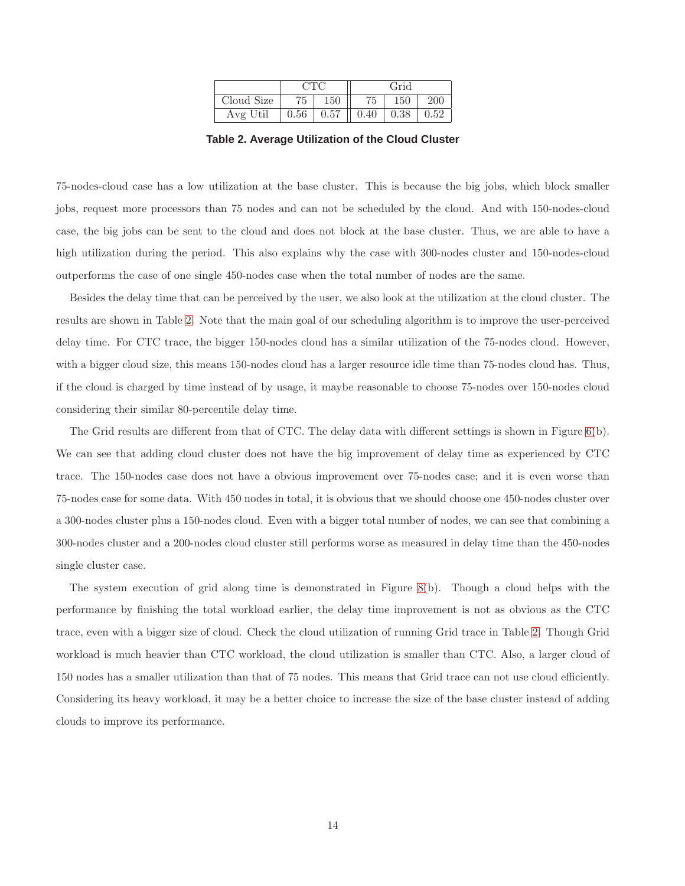| | CTC | | Grid | | |
|---|---|---|---|---|---|
| Cloud Size | 75 | 150 | 75 | 150 | 200 |
| Avg Util | 0.56 | 0.57 | 0.40 | 0.38 | 0.52 |

**Table 2. Average Utilization of the Cloud Cluster**

75-nodes-cloud case has a low utilization at the base cluster. This is because the big jobs, which block smaller jobs, request more processors than 75 nodes and can not be scheduled by the cloud. And with 150-nodes-cloud case, the big jobs can be sent to the cloud and does not block at the base cluster. Thus, we are able to have a high utilization during the period. This also explains why the case with 300-nodes cluster and 150-nodes-cloud outperforms the case of one single 450-nodes case when the total number of nodes are the same.

Besides the delay time that can be perceived by the user, we also look at the utilization at the cloud cluster. The results are shown in Table 2. Note that the main goal of our scheduling algorithm is to improve the user-perceived delay time. For CTC trace, the bigger 150-nodes cloud has a similar utilization of the 75-nodes cloud. However, with a bigger cloud size, this means 150-nodes cloud has a larger resource idle time than 75-nodes cloud has. Thus, if the cloud is charged by time instead of by usage, it maybe reasonable to choose 75-nodes over 150-nodes cloud considering their similar 80-percentile delay time.

The Grid results are different from that of CTC. The delay data with different settings is shown in Figure 6(b). We can see that adding cloud cluster does not have the big improvement of delay time as experienced by CTC trace. The 150-nodes case does not have a obvious improvement over 75-nodes case; and it is even worse than 75-nodes case for some data. With 450 nodes in total, it is obvious that we should choose one 450-nodes cluster over a 300-nodes cluster plus a 150-nodes cloud. Even with a bigger total number of nodes, we can see that combining a 300-nodes cluster and a 200-nodes cloud cluster still performs worse as measured in delay time than the 450-nodes single cluster case.

The system execution of grid along time is demonstrated in Figure 8(b). Though a cloud helps with the performance by finishing the total workload earlier, the delay time improvement is not as obvious as the CTC trace, even with a bigger size of cloud. Check the cloud utilization of running Grid trace in Table 2. Though Grid workload is much heavier than CTC workload, the cloud utilization is smaller than CTC. Also, a larger cloud of 150 nodes has a smaller utilization than that of 75 nodes. This means that Grid trace can not use cloud efficiently. Considering its heavy workload, it may be a better choice to increase the size of the base cluster instead of adding clouds to improve its performance.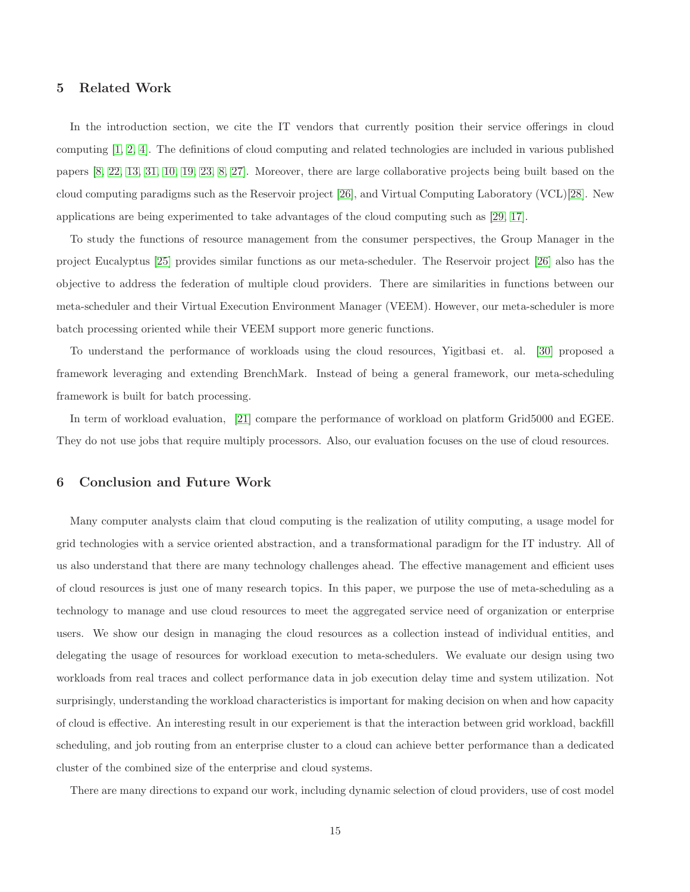## 5 Related Work

In the introduction section, we cite the IT vendors that currently position their service offerings in cloud computing [1, 2, 4]. The definitions of cloud computing and related technologies are included in various published papers [8, 22, 13, 31, 10, 19, 23, 8, 27]. Moreover, there are large collaborative projects being built based on the cloud computing paradigms such as the Reservoir project [26], and Virtual Computing Laboratory (VCL)[28]. New applications are being experimented to take advantages of the cloud computing such as [29, 17].

To study the functions of resource management from the consumer perspectives, the Group Manager in the project Eucalyptus [25] provides similar functions as our meta-scheduler. The Reservoir project [26] also has the objective to address the federation of multiple cloud providers. There are similarities in functions between our meta-scheduler and their Virtual Execution Environment Manager (VEEM). However, our meta-scheduler is more batch processing oriented while their VEEM support more generic functions.

To understand the performance of workloads using the cloud resources, Yigitbasi et. al. [30] proposed a framework leveraging and extending BrenchMark. Instead of being a general framework, our meta-scheduling framework is built for batch processing.

In term of workload evaluation, [21] compare the performance of workload on platform Grid5000 and EGEE. They do not use jobs that require multiply processors. Also, our evaluation focuses on the use of cloud resources.

## 6 Conclusion and Future Work

Many computer analysts claim that cloud computing is the realization of utility computing, a usage model for grid technologies with a service oriented abstraction, and a transformational paradigm for the IT industry. All of us also understand that there are many technology challenges ahead. The effective management and efficient uses of cloud resources is just one of many research topics. In this paper, we purpose the use of meta-scheduling as a technology to manage and use cloud resources to meet the aggregated service need of organization or enterprise users. We show our design in managing the cloud resources as a collection instead of individual entities, and delegating the usage of resources for workload execution to meta-schedulers. We evaluate our design using two workloads from real traces and collect performance data in job execution delay time and system utilization. Not surprisingly, understanding the workload characteristics is important for making decision on when and how capacity of cloud is effective. An interesting result in our experiement is that the interaction between grid workload, backfill scheduling, and job routing from an enterprise cluster to a cloud can achieve better performance than a dedicated cluster of the combined size of the enterprise and cloud systems.

There are many directions to expand our work, including dynamic selection of cloud providers, use of cost model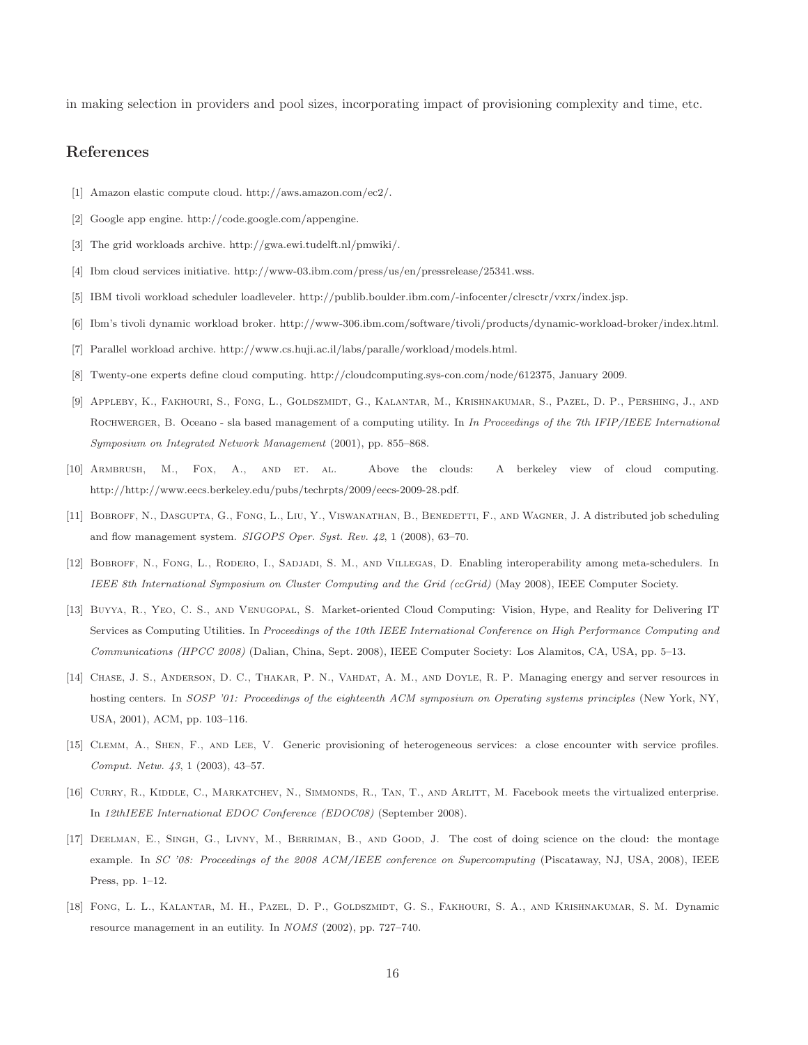in making selection in providers and pool sizes, incorporating impact of provisioning complexity and time, etc.

## References

[1] Amazon elastic compute cloud. http://aws.amazon.com/ec2/.

[2] Google app engine. http://code.google.com/appengine.

[3] The grid workloads archive. http://gwa.ewi.tudelft.nl/pmwiki/.

[4] Ibm cloud services initiative. http://www-03.ibm.com/press/us/en/pressrelease/25341.wss.

[5] IBM tivoli workload scheduler loadleveler. http://publib.boulder.ibm.com/-infocenter/clresctr/vxrx/index.jsp.

[6] Ibm's tivoli dynamic workload broker. http://www-306.ibm.com/software/tivoli/products/dynamic-workload-broker/index.html.

[7] Parallel workload archive. http://www.cs.huji.ac.il/labs/paralle/workload/models.html.

[8] Twenty-one experts define cloud computing. http://cloudcomputing.sys-con.com/node/612375, January 2009.

[9] Appleby, K., Fakhouri, S., Fong, L., Goldszmidt, G., Kalantar, M., Krishnakumar, S., Pazel, D. P., Pershing, J., and Rochwerger, B. Oceano - sla based management of a computing utility. In *In Proceedings of the 7th IFIP/IEEE International Symposium on Integrated Network Management* (2001), pp. 855–868.

[10] Armbrush, M., Fox, A., and et. al. Above the clouds: A berkeley view of cloud computing. http://http://www.eecs.berkeley.edu/pubs/techrpts/2009/eecs-2009-28.pdf.

[11] Bobroff, N., Dasgupta, G., Fong, L., Liu, Y., Viswanathan, B., Benedetti, F., and Wagner, J. A distributed job scheduling and flow management system. *SIGOPS Oper. Syst. Rev. 42*, 1 (2008), 63–70.

[12] Bobroff, N., Fong, L., Rodero, I., Sadjadi, S. M., and Villegas, D. Enabling interoperability among meta-schedulers. In *IEEE 8th International Symposium on Cluster Computing and the Grid (ccGrid)* (May 2008), IEEE Computer Society.

[13] Buyya, R., Yeo, C. S., and Venugopal, S. Market-oriented Cloud Computing: Vision, Hype, and Reality for Delivering IT Services as Computing Utilities. In *Proceedings of the 10th IEEE International Conference on High Performance Computing and Communications (HPCC 2008)* (Dalian, China, Sept. 2008), IEEE Computer Society: Los Alamitos, CA, USA, pp. 5–13.

[14] Chase, J. S., Anderson, D. C., Thakar, P. N., Vahdat, A. M., and Doyle, R. P. Managing energy and server resources in hosting centers. In *SOSP '01: Proceedings of the eighteenth ACM symposium on Operating systems principles* (New York, NY, USA, 2001), ACM, pp. 103–116.

[15] Clemm, A., Shen, F., and Lee, V. Generic provisioning of heterogeneous services: a close encounter with service profiles. *Comput. Netw. 43*, 1 (2003), 43–57.

[16] Curry, R., Kiddle, C., Markatchev, N., Simmonds, R., Tan, T., and Arlitt, M. Facebook meets the virtualized enterprise. In *12thIEEE International EDOC Conference (EDOC08)* (September 2008).

[17] Deelman, E., Singh, G., Livny, M., Berriman, B., and Good, J. The cost of doing science on the cloud: the montage example. In *SC '08: Proceedings of the 2008 ACM/IEEE conference on Supercomputing* (Piscataway, NJ, USA, 2008), IEEE Press, pp. 1–12.

[18] Fong, L. L., Kalantar, M. H., Pazel, D. P., Goldszmidt, G. S., Fakhouri, S. A., and Krishnakumar, S. M. Dynamic resource management in an eutility. In *NOMS* (2002), pp. 727–740.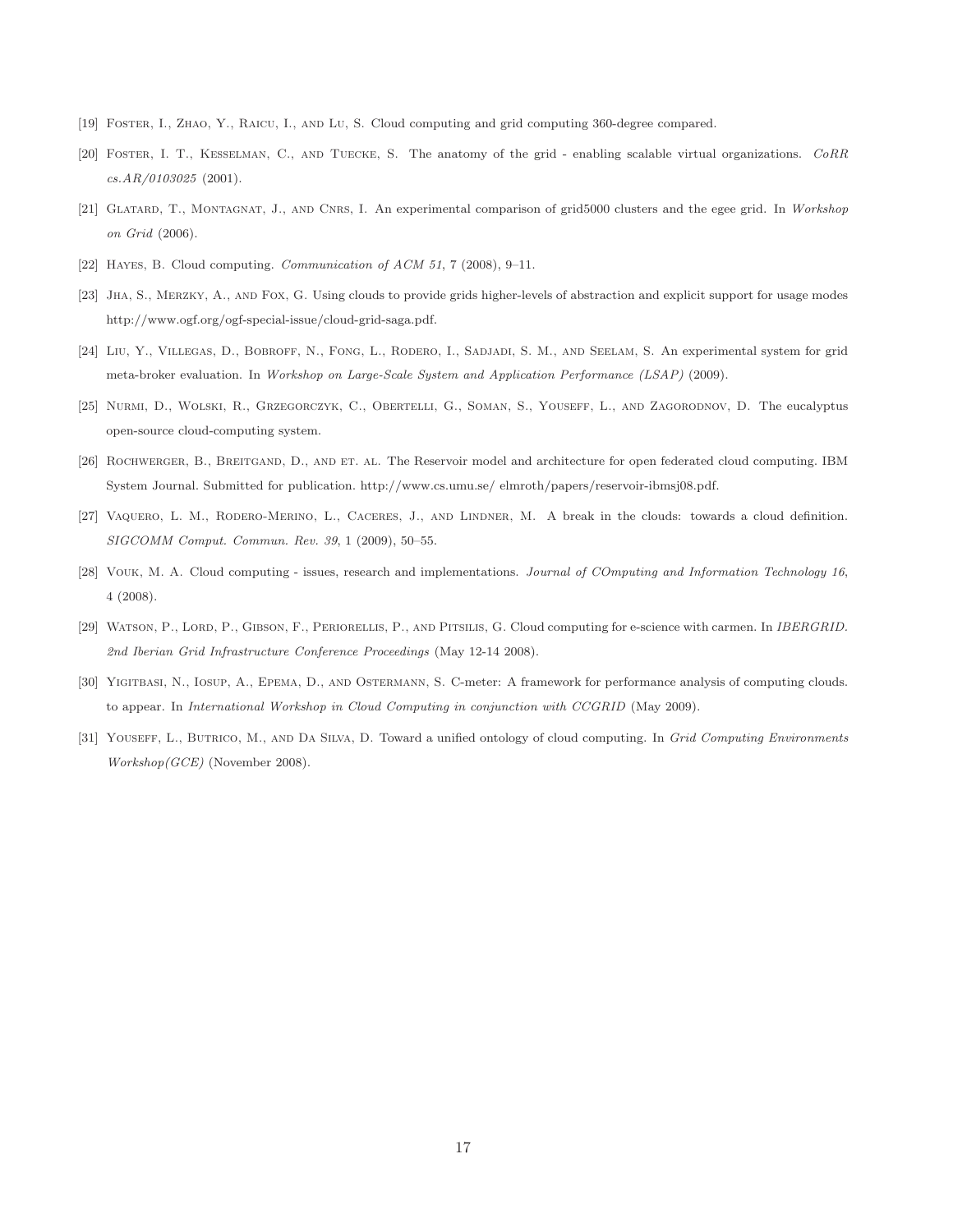[19] Foster, I., Zhao, Y., Raicu, I., and Lu, S. Cloud computing and grid computing 360-degree compared.

[20] Foster, I. T., Kesselman, C., and Tuecke, S. The anatomy of the grid - enabling scalable virtual organizations. *CoRR cs.AR/0103025* (2001).

[21] Glatard, T., Montagnat, J., and Cnrs, I. An experimental comparison of grid5000 clusters and the egee grid. In *Workshop on Grid* (2006).

[22] Hayes, B. Cloud computing. *Communication of ACM 51*, 7 (2008), 9–11.

[23] Jha, S., Merzky, A., and Fox, G. Using clouds to provide grids higher-levels of abstraction and explicit support for usage modes http://www.ogf.org/ogf-special-issue/cloud-grid-saga.pdf.

[24] Liu, Y., Villegas, D., Bobroff, N., Fong, L., Rodero, I., Sadjadi, S. M., and Seelam, S. An experimental system for grid meta-broker evaluation. In *Workshop on Large-Scale System and Application Performance (LSAP)* (2009).

[25] Nurmi, D., Wolski, R., Grzegorczyk, C., Obertelli, G., Soman, S., Youseff, L., and Zagorodnov, D. The eucalyptus open-source cloud-computing system.

[26] Rochwerger, B., Breitgand, D., and et. al. The Reservoir model and architecture for open federated cloud computing. IBM System Journal. Submitted for publication. http://www.cs.umu.se/ elmroth/papers/reservoir-ibmsj08.pdf.

[27] Vaquero, L. M., Rodero-Merino, L., Caceres, J., and Lindner, M. A break in the clouds: towards a cloud definition. *SIGCOMM Comput. Commun. Rev. 39*, 1 (2009), 50–55.

[28] Vouk, M. A. Cloud computing - issues, research and implementations. *Journal of COmputing and Information Technology 16*, 4 (2008).

[29] Watson, P., Lord, P., Gibson, F., Periorellis, P., and Pitsilis, G. Cloud computing for e-science with carmen. In *IBERGRID. 2nd Iberian Grid Infrastructure Conference Proceedings* (May 12-14 2008).

[30] Yigitbasi, N., Iosup, A., Epema, D., and Ostermann, S. C-meter: A framework for performance analysis of computing clouds. to appear. In *International Workshop in Cloud Computing in conjunction with CCGRID* (May 2009).

[31] Youseff, L., Butrico, M., and Da Silva, D. Toward a unified ontology of cloud computing. In *Grid Computing Environments Workshop(GCE)* (November 2008).